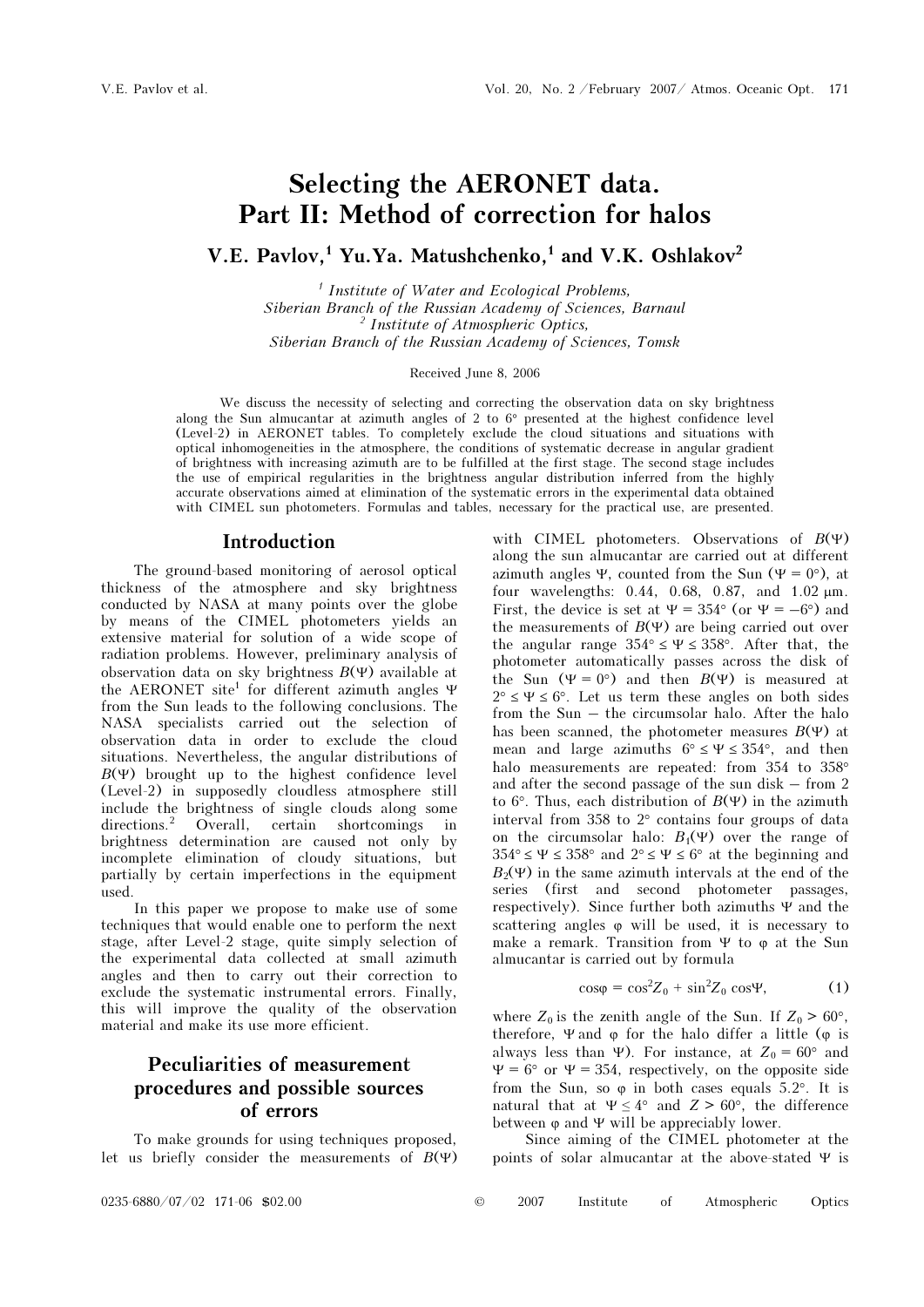# Selecting the AERONET data. Part II: Method of correction for halos

**V.E. Pavlov,[1] Yu.Ya. Matushchenko,[1] and V.K. Oshlakov[2]**

[1] *Institute of Water and Ecological Problems, Siberian Branch of the Russian Academy of Sciences, Barnaul*
[2] *Institute of Atmospheric Optics, Siberian Branch of the Russian Academy of Sciences, Tomsk*

Received June 8, 2006

We discuss the necessity of selecting and correcting the observation data on sky brightness along the Sun almucantar at azimuth angles of 2 to 6° presented at the highest confidence level (Level-2) in AERONET tables. To completely exclude the cloud situations and situations with optical inhomogeneities in the atmosphere, the conditions of systematic decrease in angular gradient of brightness with increasing azimuth are to be fulfilled at the first stage. The second stage includes the use of empirical regularities in the brightness angular distribution inferred from the highly accurate observations aimed at elimination of the systematic errors in the experimental data obtained with CIMEL sun photometers. Formulas and tables, necessary for the practical use, are presented.

## Introduction

The ground-based monitoring of aerosol optical thickness of the atmosphere and sky brightness conducted by NASA at many points over the globe by means of the CIMEL photometers yields an extensive material for solution of a wide scope of radiation problems. However, preliminary analysis of observation data on sky brightness $B(\Psi)$ available at the AERONET site[1] for different azimuth angles $\Psi$ from the Sun leads to the following conclusions. The NASA specialists carried out the selection of observation data in order to exclude the cloud situations. Nevertheless, the angular distributions of $B(\Psi)$ brought up to the highest confidence level (Level-2) in supposedly cloudless atmosphere still include the brightness of single clouds along some directions.[2] Overall, certain shortcomings in brightness determination are caused not only by incomplete elimination of cloudy situations, but partially by certain imperfections in the equipment used.

In this paper we propose to make use of some techniques that would enable one to perform the next stage, after Level-2 stage, quite simply selection of the experimental data collected at small azimuth angles and then to carry out their correction to exclude the systematic instrumental errors. Finally, this will improve the quality of the observation material and make its use more efficient.

## Peculiarities of measurement procedures and possible sources of errors

To make grounds for using techniques proposed, let us briefly consider the measurements of $B(\Psi)$ with CIMEL photometers. Observations of $B(\Psi)$ along the sun almucantar are carried out at different azimuth angles $\Psi$, counted from the Sun ($\Psi = 0°$), at four wavelengths: 0.44, 0.68, 0.87, and 1.02 μm. First, the device is set at $\Psi = 354°$ (or $\Psi = -6°$) and the measurements of $B(\Psi)$ are being carried out over the angular range $354° \le \Psi \le 358°$. After that, the photometer automatically passes across the disk of the Sun ($\Psi = 0°$) and then $B(\Psi)$ is measured at $2° \le \Psi \le 6°$. Let us term these angles on both sides from the Sun – the circumsolar halo. After the halo has been scanned, the photometer measures $B(\Psi)$ at mean and large azimuths $6° \le \Psi \le 354°$, and then halo measurements are repeated: from 354 to 358° and after the second passage of the sun disk – from 2 to 6°. Thus, each distribution of $B(\Psi)$ in the azimuth interval from 358 to 2° contains four groups of data on the circumsolar halo: $B_1(\Psi)$ over the range of $354° \le \Psi \le 358°$ and $2° \le \Psi \le 6°$ at the beginning and $B_2(\Psi)$ in the same azimuth intervals at the end of the series (first and second photometer passages, respectively). Since further both azimuths $\Psi$ and the scattering angles $\varphi$ will be used, it is necessary to make a remark. Transition from $\Psi$ to $\varphi$ at the Sun almucantar is carried out by formula

$$\cos\varphi = \cos^2 Z_0 + \sin^2 Z_0 \cos\Psi, \qquad (1)$$

where $Z_0$ is the zenith angle of the Sun. If $Z_0 > 60°$, therefore, $\Psi$ and $\varphi$ for the halo differ a little ($\varphi$ is always less than $\Psi$). For instance, at $Z_0 = 60°$ and $\Psi = 6°$ or $\Psi = 354$, respectively, on the opposite side from the Sun, so $\varphi$ in both cases equals 5.2°. It is natural that at $\Psi \le 4°$ and $Z > 60°$, the difference between $\varphi$ and $\Psi$ will be appreciably lower.

Since aiming of the CIMEL photometer at the points of solar almucantar at the above-stated $\Psi$ is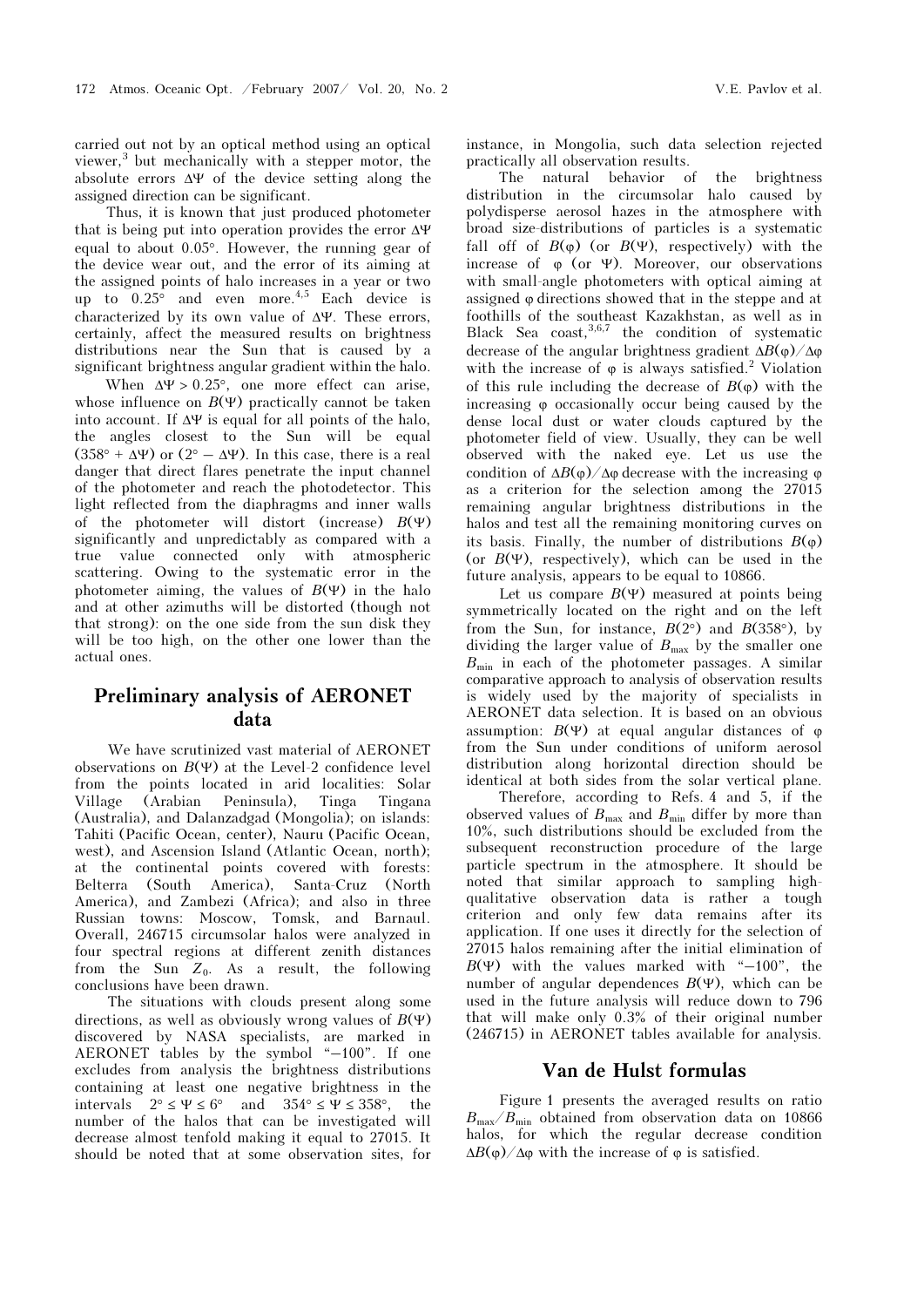carried out not by an optical method using an optical viewer,[3] but mechanically with a stepper motor, the absolute errors $\Delta\Psi$ of the device setting along the assigned direction can be significant.

Thus, it is known that just produced photometer that is being put into operation provides the error $\Delta\Psi$ equal to about 0.05°. However, the running gear of the device wear out, and the error of its aiming at the assigned points of halo increases in a year or two up to 0.25° and even more.[4,5] Each device is characterized by its own value of $\Delta\Psi$. These errors, certainly, affect the measured results on brightness distributions near the Sun that is caused by a significant brightness angular gradient within the halo.

When $\Delta\Psi > 0.25°$, one more effect can arise, whose influence on $B(\Psi)$ practically cannot be taken into account. If $\Delta\Psi$ is equal for all points of the halo, the angles closest to the Sun will be equal $(358° + \Delta\Psi)$ or $(2° - \Delta\Psi)$. In this case, there is a real danger that direct flares penetrate the input channel of the photometer and reach the photodetector. This light reflected from the diaphragms and inner walls of the photometer will distort (increase) $B(\Psi)$ significantly and unpredictably as compared with a true value connected only with atmospheric scattering. Owing to the systematic error in the photometer aiming, the values of $B(\Psi)$ in the halo and at other azimuths will be distorted (though not that strong): on the one side from the sun disk they will be too high, on the other one lower than the actual ones.

## Preliminary analysis of AERONET data

We have scrutinized vast material of AERONET observations on $B(\Psi)$ at the Level-2 confidence level from the points located in arid localities: Solar Village (Arabian Peninsula), Tinga Tingana (Australia), and Dalanzadgad (Mongolia); on islands: Tahiti (Pacific Ocean, center), Nauru (Pacific Ocean, west), and Ascension Island (Atlantic Ocean, north); at the continental points covered with forests: Belterra (South America), Santa-Cruz (North America), and Zambezi (Africa); and also in three Russian towns: Moscow, Tomsk, and Barnaul. Overall, 246715 circumsolar halos were analyzed in four spectral regions at different zenith distances from the Sun $Z_0$. As a result, the following conclusions have been drawn.

The situations with clouds present along some directions, as well as obviously wrong values of $B(\Psi)$ discovered by NASA specialists, are marked in AERONET tables by the symbol "$-100$". If one excludes from analysis the brightness distributions containing at least one negative brightness in the intervals $2° \le \Psi \le 6°$ and $354° \le \Psi \le 358°$, the number of the halos that can be investigated will decrease almost tenfold making it equal to 27015. It should be noted that at some observation sites, for instance, in Mongolia, such data selection rejected practically all observation results.

The natural behavior of the brightness distribution in the circumsolar halo caused by polydisperse aerosol hazes in the atmosphere with broad size-distributions of particles is a systematic fall off of $B(\varphi)$ (or $B(\Psi)$, respectively) with the increase of $\varphi$ (or $\Psi$). Moreover, our observations with small-angle photometers with optical aiming at assigned $\varphi$ directions showed that in the steppe and at foothills of the southeast Kazakhstan, as well as in Black Sea coast,[3,6,7] the condition of systematic decrease of the angular brightness gradient $\Delta B(\varphi)/\Delta\varphi$ with the increase of $\varphi$ is always satisfied.[2] Violation of this rule including the decrease of $B(\varphi)$ with the increasing $\varphi$ occasionally occur being caused by the dense local dust or water clouds captured by the photometer field of view. Usually, they can be well observed with the naked eye. Let us use the condition of $\Delta B(\varphi)/\Delta\varphi$ decrease with the increasing $\varphi$ as a criterion for the selection among the 27015 remaining angular brightness distributions in the halos and test all the remaining monitoring curves on its basis. Finally, the number of distributions $B(\varphi)$ (or $B(\Psi)$, respectively), which can be used in the future analysis, appears to be equal to 10866.

Let us compare $B(\Psi)$ measured at points being symmetrically located on the right and on the left from the Sun, for instance, $B(2°)$ and $B(358°)$, by dividing the larger value of $B_{max}$ by the smaller one $B_{min}$ in each of the photometer passages. A similar comparative approach to analysis of observation results is widely used by the majority of specialists in AERONET data selection. It is based on an obvious assumption: $B(\Psi)$ at equal angular distances of $\varphi$ from the Sun under conditions of uniform aerosol distribution along horizontal direction should be identical at both sides from the solar vertical plane.

Therefore, according to Refs. 4 and 5, if the observed values of $B_{max}$ and $B_{min}$ differ by more than 10%, such distributions should be excluded from the subsequent reconstruction procedure of the large particle spectrum in the atmosphere. It should be noted that similar approach to sampling high-qualitative observation data is rather a tough criterion and only few data remains after its application. If one uses it directly for the selection of 27015 halos remaining after the initial elimination of $B(\Psi)$ with the values marked with "$-100$", the number of angular dependences $B(\Psi)$, which can be used in the future analysis will reduce down to 796 that will make only 0.3% of their original number (246715) in AERONET tables available for analysis.

## Van de Hulst formulas

Figure 1 presents the averaged results on ratio $B_{max}/B_{min}$ obtained from observation data on 10866 halos, for which the regular decrease condition $\Delta B(\varphi)/\Delta\varphi$ with the increase of $\varphi$ is satisfied.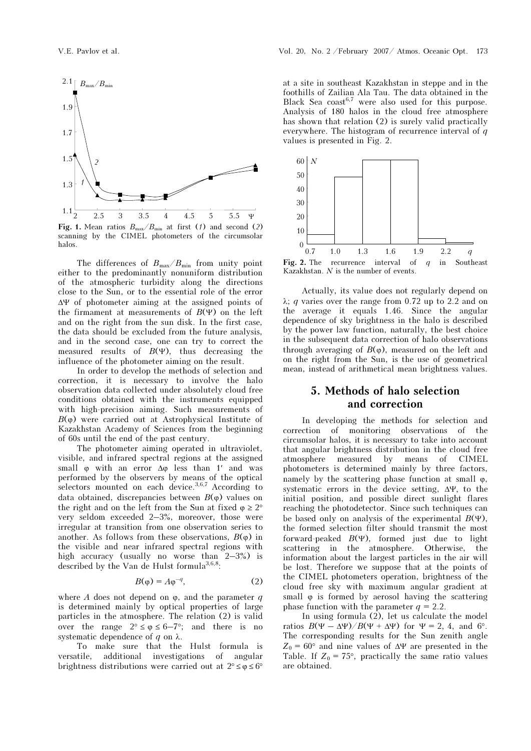**Fig. 1.** Mean ratios $B_{max}/B_{min}$ at first (*1*) and second (*2*) scanning by the CIMEL photometers of the circumsolar halos.

The differences of $B_{max}/B_{min}$ from unity point either to the predominantly nonuniform distribution of the atmospheric turbidity along the directions close to the Sun, or to the essential role of the error $\Delta\Psi$ of photometer aiming at the assigned points of the firmament at measurements of $B(\Psi)$ on the left and on the right from the sun disk. In the first case, the data should be excluded from the future analysis, and in the second case, one can try to correct the measured results of $B(\Psi)$, thus decreasing the influence of the photometer aiming on the result.

In order to develop the methods of selection and correction, it is necessary to involve the halo observation data collected under absolutely cloud free conditions obtained with the instruments equipped with high-precision aiming. Such measurements of $B(\varphi)$ were carried out at Astrophysical Institute of Kazakhstan Academy of Sciences from the beginning of 60s until the end of the past century.

The photometer aiming operated in ultraviolet, visible, and infrared spectral regions at the assigned small $\varphi$ with an error $\Delta\varphi$ less than 1′ and was performed by the observers by means of the optical selectors mounted on each device.[3,6,7] According to data obtained, discrepancies between $B(\varphi)$ values on the right and on the left from the Sun at fixed $\varphi \geq 2°$ very seldom exceeded 2–3%, moreover, those were irregular at transition from one observation series to another. As follows from these observations, $B(\varphi)$ in the visible and near infrared spectral regions with high accuracy (usually no worse than 2–3%) is described by the Van de Hulst formula[3,6,8]:

$$B(\varphi) = A\varphi^{-q}, \tag{2}$$

where $A$ does not depend on $\varphi$, and the parameter $q$ is determined mainly by optical properties of large particles in the atmosphere. The relation (2) is valid over the range $2° \leq \varphi \leq 6$–$7°$; and there is no systematic dependence of $q$ on $\lambda$.

To make sure that the Hulst formula is versatile, additional investigations of angular brightness distributions were carried out at $2° \leq \varphi \leq 6°$ at a site in southeast Kazakhstan in steppe and in the foothills of Zailian Ala Tau. The data obtained in the Black Sea coast[6,7] were also used for this purpose. Analysis of 180 halos in the cloud free atmosphere has shown that relation (2) is surely valid practically everywhere. The histogram of recurrence interval of $q$ values is presented in Fig. 2.

**Fig. 2.** The recurrence interval of $q$ in Southeast Kazakhstan. $N$ is the number of events.

Actually, its value does not regularly depend on $\lambda$; $q$ varies over the range from 0.72 up to 2.2 and on the average it equals 1.46. Since the angular dependence of sky brightness in the halo is described by the power law function, naturally, the best choice in the subsequent data correction of halo observations through averaging of $B(\varphi)$, measured on the left and on the right from the Sun, is the use of geometrical mean, instead of arithmetical mean brightness values.

## 5. Methods of halo selection and correction

In developing the methods for selection and correction of monitoring observations of the circumsolar halos, it is necessary to take into account that angular brightness distribution in the cloud free atmosphere measured by means of CIMEL photometers is determined mainly by three factors, namely by the scattering phase function at small $\varphi$, systematic errors in the device setting, $\Delta\Psi$, to the initial position, and possible direct sunlight flares reaching the photodetector. Since such techniques can be based only on analysis of the experimental $B(\Psi)$, the formed selection filter should transmit the most forward-peaked $B(\Psi)$, formed just due to light scattering in the atmosphere. Otherwise, the information about the largest particles in the air will be lost. Therefore we suppose that at the points of the CIMEL photometers operation, brightness of the cloud free sky with maximum angular gradient at small $\varphi$ is formed by aerosol having the scattering phase function with the parameter $q = 2.2$.

In using formula (2), let us calculate the model ratios $B(\Psi - \Delta\Psi)/B(\Psi + \Delta\Psi)$ for $\Psi = 2$, 4, and 6°. The corresponding results for the Sun zenith angle $Z_0 = 60°$ and nine values of $\Delta\Psi$ are presented in the Table. If $Z_0 = 75°$, practically the same ratio values are obtained.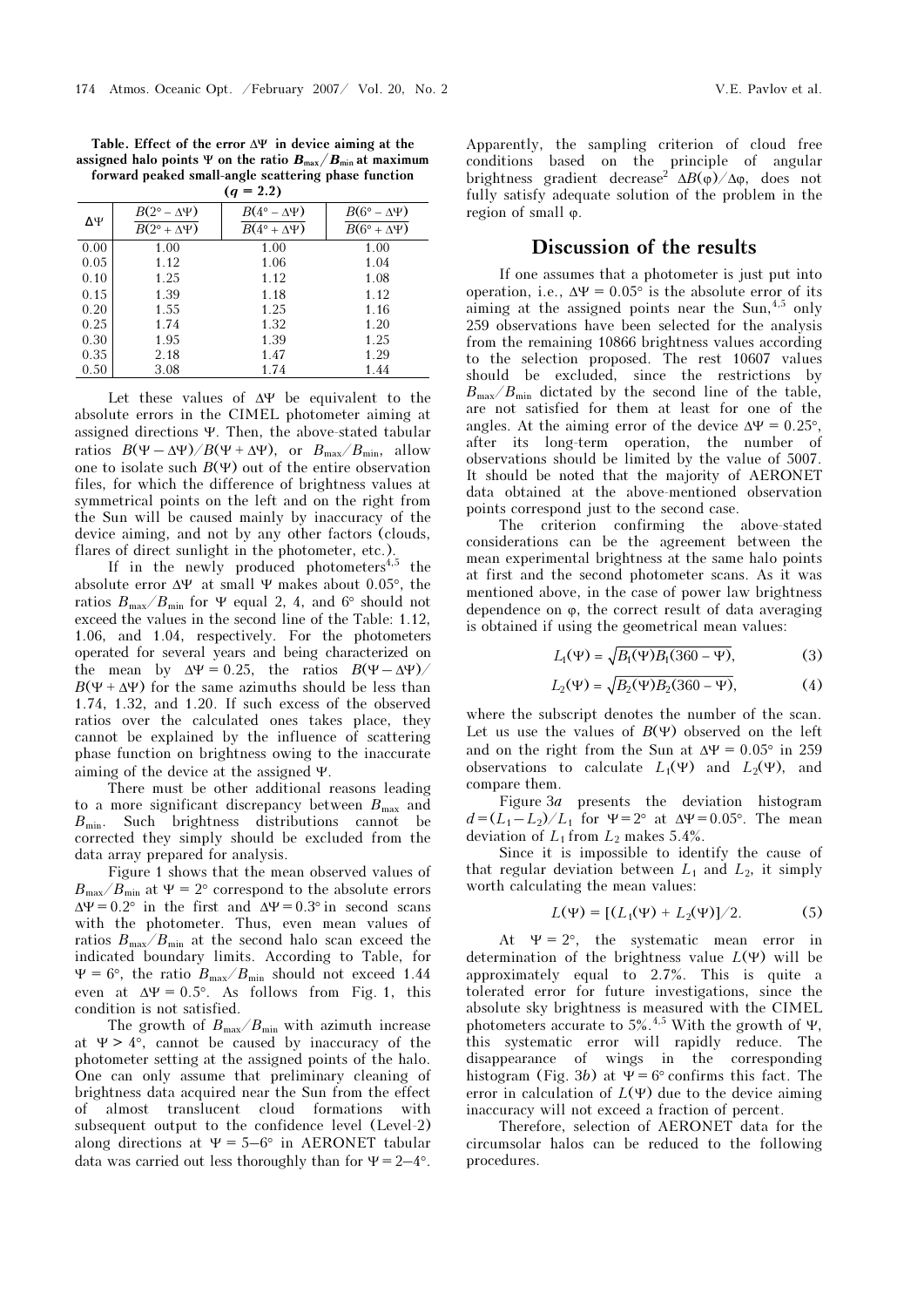**Table. Effect of the error $\Delta\Psi$ in device aiming at the assigned halo points $\Psi$ on the ratio $B_{max}/B_{min}$ at maximum forward peaked small-angle scattering phase function ($q = 2.2$)**

| $\Delta\Psi$ | $\frac{B(2° - \Delta\Psi)}{B(2° + \Delta\Psi)}$ | $\frac{B(4° - \Delta\Psi)}{B(4° + \Delta\Psi)}$ | $\frac{B(6° - \Delta\Psi)}{B(6° + \Delta\Psi)}$ |
|---|---|---|---|
| 0.00 | 1.00 | 1.00 | 1.00 |
| 0.05 | 1.12 | 1.06 | 1.04 |
| 0.10 | 1.25 | 1.12 | 1.08 |
| 0.15 | 1.39 | 1.18 | 1.12 |
| 0.20 | 1.55 | 1.25 | 1.16 |
| 0.25 | 1.74 | 1.32 | 1.20 |
| 0.30 | 1.95 | 1.39 | 1.25 |
| 0.35 | 2.18 | 1.47 | 1.29 |
| 0.50 | 3.08 | 1.74 | 1.44 |

Let these values of $\Delta\Psi$ be equivalent to the absolute errors in the CIMEL photometer aiming at assigned directions $\Psi$. Then, the above-stated tabular ratios $B(\Psi - \Delta\Psi)/B(\Psi + \Delta\Psi)$, or $B_{max}/B_{min}$, allow one to isolate such $B(\Psi)$ out of the entire observation files, for which the difference of brightness values at symmetrical points on the left and on the right from the Sun will be caused mainly by inaccuracy of the device aiming, and not by any other factors (clouds, flares of direct sunlight in the photometer, etc.).

If in the newly produced photometers[4,5] the absolute error $\Delta\Psi$ at small $\Psi$ makes about 0.05°, the ratios $B_{max}/B_{min}$ for $\Psi$ equal 2, 4, and 6° should not exceed the values in the second line of the Table: 1.12, 1.06, and 1.04, respectively. For the photometers operated for several years and being characterized on the mean by $\Delta\Psi = 0.25$, the ratios $B(\Psi - \Delta\Psi)/B(\Psi + \Delta\Psi)$ for the same azimuths should be less than 1.74, 1.32, and 1.20. If such excess of the observed ratios over the calculated ones takes place, they cannot be explained by the influence of scattering phase function on brightness owing to the inaccurate aiming of the device at the assigned $\Psi$.

There must be other additional reasons leading to a more significant discrepancy between $B_{max}$ and $B_{min}$. Such brightness distributions cannot be corrected they simply should be excluded from the data array prepared for analysis.

Figure 1 shows that the mean observed values of $B_{max}/B_{min}$ at $\Psi = 2°$ correspond to the absolute errors $\Delta\Psi = 0.2°$ in the first and $\Delta\Psi = 0.3°$ in second scans with the photometer. Thus, even mean values of ratios $B_{max}/B_{min}$ at the second halo scan exceed the indicated boundary limits. According to Table, for $\Psi = 6°$, the ratio $B_{max}/B_{min}$ should not exceed 1.44 even at $\Delta\Psi = 0.5°$. As follows from Fig. 1, this condition is not satisfied.

The growth of $B_{max}/B_{min}$ with azimuth increase at $\Psi > 4°$, cannot be caused by inaccuracy of the photometer setting at the assigned points of the halo. One can only assume that preliminary cleaning of brightness data acquired near the Sun from the effect of almost translucent cloud formations with subsequent output to the confidence level (Level-2) along directions at $\Psi = 5$–$6°$ in AERONET tabular data was carried out less thoroughly than for $\Psi = 2$–$4°$.

Apparently, the sampling criterion of cloud free conditions based on the principle of angular brightness gradient decrease[2] $\Delta B(\varphi)/\Delta\varphi$, does not fully satisfy adequate solution of the problem in the region of small $\varphi$.

## Discussion of the results

If one assumes that a photometer is just put into operation, i.e., $\Delta\Psi = 0.05°$ is the absolute error of its aiming at the assigned points near the Sun,[4,5] only 259 observations have been selected for the analysis from the remaining 10866 brightness values according to the selection proposed. The rest 10607 values should be excluded, since the restrictions by $B_{max}/B_{min}$ dictated by the second line of the table, are not satisfied for them at least for one of the angles. At the aiming error of the device $\Delta\Psi = 0.25°$, after its long-term operation, the number of observations should be limited by the value of 5007. It should be noted that the majority of AERONET data obtained at the above-mentioned observation points correspond just to the second case.

The criterion confirming the above-stated considerations can be the agreement between the mean experimental brightness at the same halo points at first and the second photometer scans. As it was mentioned above, in the case of power law brightness dependence on $\varphi$, the correct result of data averaging is obtained if using the geometrical mean values:

$$L_1(\Psi) = \sqrt{B_1(\Psi)B_1(360 - \Psi)}, \tag{3}$$

$$L_2(\Psi) = \sqrt{B_2(\Psi)B_2(360 - \Psi)}, \tag{4}$$

where the subscript denotes the number of the scan. Let us use the values of $B(\Psi)$ observed on the left and on the right from the Sun at $\Delta\Psi = 0.05°$ in 259 observations to calculate $L_1(\Psi)$ and $L_2(\Psi)$, and compare them.

Figure 3*a* presents the deviation histogram $d = (L_1 - L_2)/L_1$ for $\Psi = 2°$ at $\Delta\Psi = 0.05°$. The mean deviation of $L_1$ from $L_2$ makes 5.4%.

Since it is impossible to identify the cause of that regular deviation between $L_1$ and $L_2$, it simply worth calculating the mean values:

$$L(\Psi) = [(L_1(\Psi) + L_2(\Psi)]/2. \tag{5}$$

At $\Psi = 2°$, the systematic mean error in determination of the brightness value $L(\Psi)$ will be approximately equal to 2.7%. This is quite a tolerated error for future investigations, since the absolute sky brightness is measured with the CIMEL photometers accurate to 5%.[4,5] With the growth of $\Psi$, this systematic error will rapidly reduce. The disappearance of wings in the corresponding histogram (Fig. 3*b*) at $\Psi = 6°$ confirms this fact. The error in calculation of $L(\Psi)$ due to the device aiming inaccuracy will not exceed a fraction of percent.

Therefore, selection of AERONET data for the circumsolar halos can be reduced to the following procedures.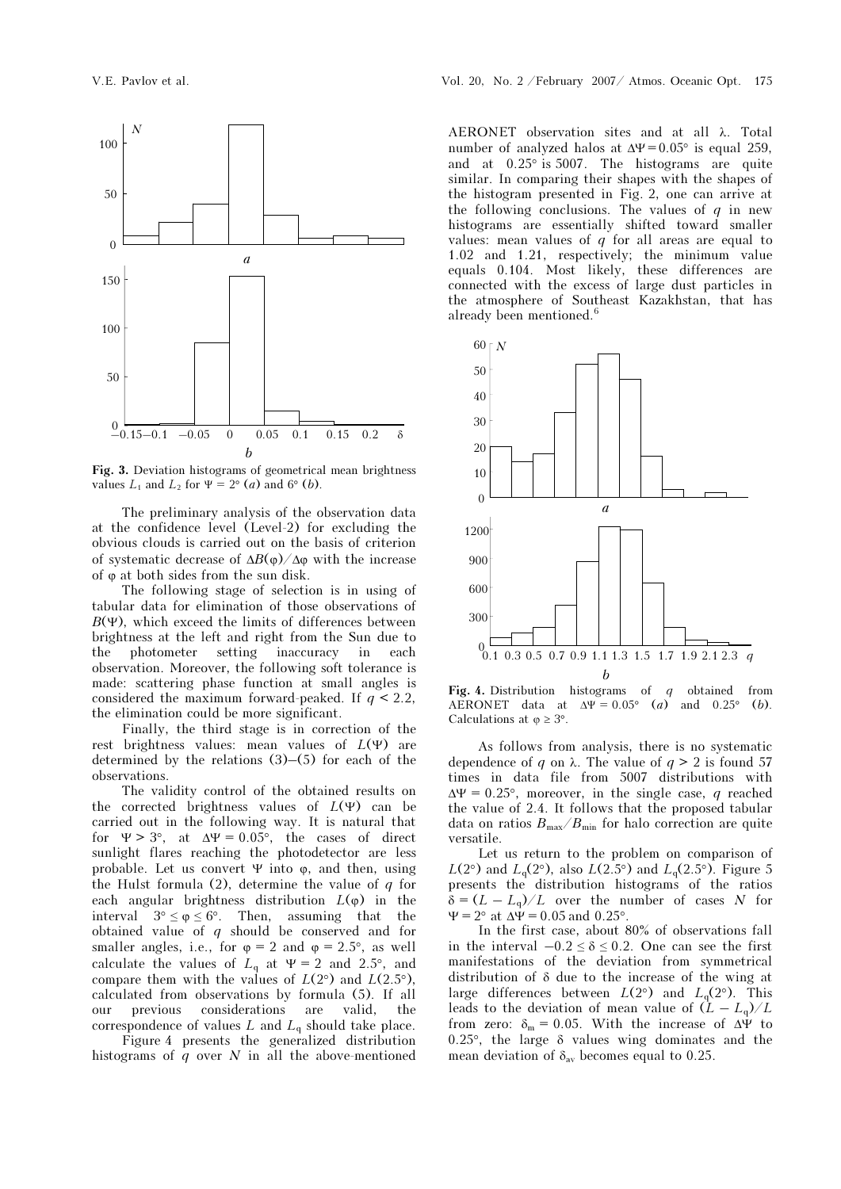**Fig. 3.** Deviation histograms of geometrical mean brightness values $L_1$ and $L_2$ for $\Psi = 2°$ (*a*) and $6°$ (*b*).

The preliminary analysis of the observation data at the confidence level (Level-2) for excluding the obvious clouds is carried out on the basis of criterion of systematic decrease of $\Delta B(\varphi)/\Delta\varphi$ with the increase of $\varphi$ at both sides from the sun disk.

The following stage of selection is in using of tabular data for elimination of those observations of $B(\Psi)$, which exceed the limits of differences between brightness at the left and right from the Sun due to the photometer setting inaccuracy in each observation. Moreover, the following soft tolerance is made: scattering phase function at small angles is considered the maximum forward-peaked. If $q < 2.2$, the elimination could be more significant.

Finally, the third stage is in correction of the rest brightness values: mean values of $L(\Psi)$ are determined by the relations (3)–(5) for each of the observations.

The validity control of the obtained results on the corrected brightness values of $L(\Psi)$ can be carried out in the following way. It is natural that for $\Psi > 3°$, at $\Delta\Psi = 0.05°$, the cases of direct sunlight flares reaching the photodetector are less probable. Let us convert $\Psi$ into $\varphi$, and then, using the Hulst formula (2), determine the value of $q$ for each angular brightness distribution $L(\varphi)$ in the interval $3° \le \varphi \le 6°$. Then, assuming that the obtained value of $q$ should be conserved and for smaller angles, i.e., for $\varphi = 2$ and $\varphi = 2.5°$, as well calculate the values of $L_q$ at $\Psi = 2$ and $2.5°$, and compare them with the values of $L(2°)$ and $L(2.5°)$, calculated from observations by formula (5). If all our previous considerations are valid, the correspondence of values $L$ and $L_q$ should take place.

Figure 4 presents the generalized distribution histograms of $q$ over $N$ in all the above-mentioned AERONET observation sites and at all $\lambda$. Total number of analyzed halos at $\Delta\Psi = 0.05°$ is equal 259, and at $0.25°$ is 5007. The histograms are quite similar. In comparing their shapes with the shapes of the histogram presented in Fig. 2, one can arrive at the following conclusions. The values of $q$ in new histograms are essentially shifted toward smaller values: mean values of $q$ for all areas are equal to 1.02 and 1.21, respectively; the minimum value equals 0.104. Most likely, these differences are connected with the excess of large dust particles in the atmosphere of Southeast Kazakhstan, that has already been mentioned.[6]

**Fig. 4.** Distribution histograms of $q$ obtained from AERONET data at $\Delta\Psi = 0.05°$ (*a*) and $0.25°$ (*b*). Calculations at $\varphi \ge 3°$.

As follows from analysis, there is no systematic dependence of $q$ on $\lambda$. The value of $q > 2$ is found 57 times in data file from 5007 distributions with $\Delta\Psi = 0.25°$, moreover, in the single case, $q$ reached the value of 2.4. It follows that the proposed tabular data on ratios $B_{max}/B_{min}$ for halo correction are quite versatile.

Let us return to the problem on comparison of $L(2°)$ and $L_q(2°)$, also $L(2.5°)$ and $L_q(2.5°)$. Figure 5 presents the distribution histograms of the ratios $\delta = (L - L_q)/L$ over the number of cases $N$ for $\Psi = 2°$ at $\Delta\Psi = 0.05$ and $0.25°$.

In the first case, about 80% of observations fall in the interval $-0.2 \le \delta \le 0.2$. One can see the first manifestations of the deviation from symmetrical distribution of $\delta$ due to the increase of the wing at large differences between $L(2°)$ and $L_q(2°)$. This leads to the deviation of mean value of $(L - L_q)/L$ from zero: $\delta_m = 0.05$. With the increase of $\Delta\Psi$ to $0.25°$, the large $\delta$ values wing dominates and the mean deviation of $\delta_{av}$ becomes equal to 0.25.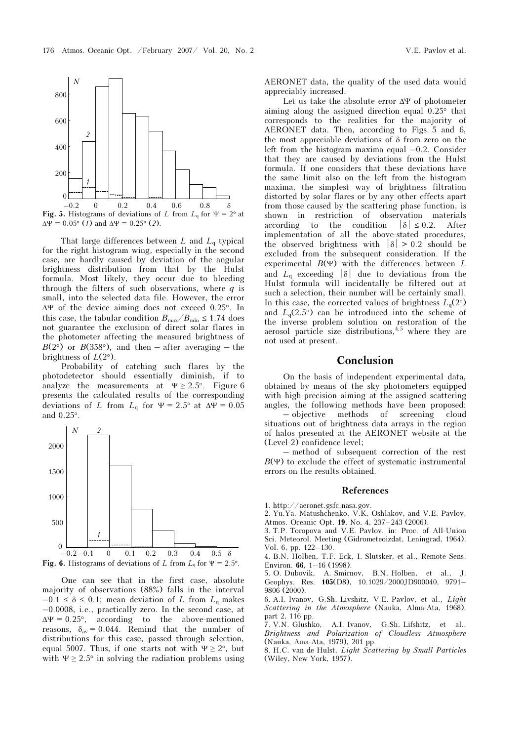N

800

600

400

200

0

−0.2 0 0.2 0.4 0.6 0.8 δ

2

1

**Fig. 5.** Histograms of deviations of $L$ from $L_q$ for $\Psi = 2°$ at $\Delta\Psi = 0.05°$ (*1*) and $\Delta\Psi = 0.25°$ (*2*).

That large differences between $L$ and $L_q$ typical for the right histogram wing, especially in the second case, are hardly caused by deviation of the angular brightness distribution from that by the Hulst formula. Most likely, they occur due to bleeding through the filters of such observations, where $q$ is small, into the selected data file. However, the error $\Delta\Psi$ of the device aiming does not exceed 0.25°. In this case, the tabular condition $B_{max}/B_{min} \le 1.74$ does not guarantee the exclusion of direct solar flares in the photometer affecting the measured brightness of $B(2°)$ or $B(358°)$, and then – after averaging – the brightness of $L(2°)$.

Probability of catching such flares by the photodetector should essentially diminish, if to analyze the measurements at $\Psi \ge 2.5°$. Figure 6 presents the calculated results of the corresponding deviations of $L$ from $L_q$ for $\Psi = 2.5°$ at $\Delta\Psi = 0.05$ and 0.25°.

N

2000

1500

1000

500

0

−0.2 −0.1 0 0.1 0.2 0.3 0.4 0.5 δ

2

1

**Fig. 6.** Histograms of deviations of $L$ from $L_q$ for $\Psi = 2.5°$.

One can see that in the first case, absolute majority of observations (88%) falls in the interval $-0.1 \le \delta \le 0.1$; mean deviation of $L$ from $L_q$ makes −0.0008, i.e., practically zero. In the second case, at $\Delta\Psi = 0.25°$, according to the above-mentioned reasons, $\delta_{av} = 0.044$. Remind that the number of distributions for this case, passed through selection, equal 5007. Thus, if one starts not with $\Psi \ge 2°$, but with $\Psi \ge 2.5°$ in solving the radiation problems using AERONET data, the quality of the used data would appreciably increased.

Let us take the absolute error $\Delta\Psi$ of photometer aiming along the assigned direction equal 0.25° that corresponds to the realities for the majority of AERONET data. Then, according to Figs. 5 and 6, the most appreciable deviations of δ from zero on the left from the histogram maxima equal −0.2. Consider that they are caused by deviations from the Hulst formula. If one considers that these deviations have the same limit also on the left from the histogram maxima, the simplest way of brightness filtration distorted by solar flares or by any other effects apart from those caused by the scattering phase function, is shown in restriction of observation materials according to the condition $|\delta| \le 0.2$. After implementation of all the above-stated procedures, the observed brightness with $|\delta| > 0.2$ should be excluded from the subsequent consideration. If the experimental $B(\Psi)$ with the differences between $L$ and $L_q$ exceeding $|\delta|$ due to deviations from the Hulst formula will incidentally be filtered out at such a selection, their number will be certainly small. In this case, the corrected values of brightness $L_q(2°)$ and $L_q(2.5°)$ can be introduced into the scheme of the inverse problem solution on restoration of the aerosol particle size distributions,[4,5] where they are not used at present.

## Conclusion

On the basis of independent experimental data, obtained by means of the sky photometers equipped with high-precision aiming at the assigned scattering angles, the following methods have been proposed:

– objective methods of screening cloud situations out of brightness data arrays in the region of halos presented at the AERONET website at the (Level-2) confidence level;

– method of subsequent correction of the rest $B(\Psi)$ to exclude the effect of systematic instrumental errors on the results obtained.

### References

1. http://aeronet.gsfc.nasa.gov.
2. Yu.Ya. Matushchenko, V.K. Oshlakov, and V.E. Pavlov, Atmos. Oceanic Opt. **19**, No. 4, 237–243 (2006).
3. T.P. Toropova and V.E. Pavlov, in: Proc. of All-Union Sci. Meteorol. Meeting (Gidrometeoizdat, Leningrad, 1964), Vol. 6, pp. 122–130.
4. B.N. Holben, T.F. Eck, I. Slutsker, et al., Remote Sens. Environ. **66**, 1–16 (1998).
5. O. Dubovik, A. Smirnov, B.N. Holben, et al., J. Geophys. Res. **105**(D8), 10.1029/2000JD900040, 9791–9806 (2000).
6. A.I. Ivanov, G.Sh. Livshitz, V.E. Pavlov, et al., *Light Scattering in the Atmosphere* (Nauka, Alma-Ata, 1968), part 2, 116 pp.
7. V.N. Glushko, A.I. Ivanov, G.Sh. Lifshitz, et al., *Brightness and Polarization of Cloudless Atmosphere* (Nauka, Ama-Ata, 1979), 201 pp.
8. H.C. van de Hulst, *Light Scattering by Small Particles* (Wiley, New York, 1957).